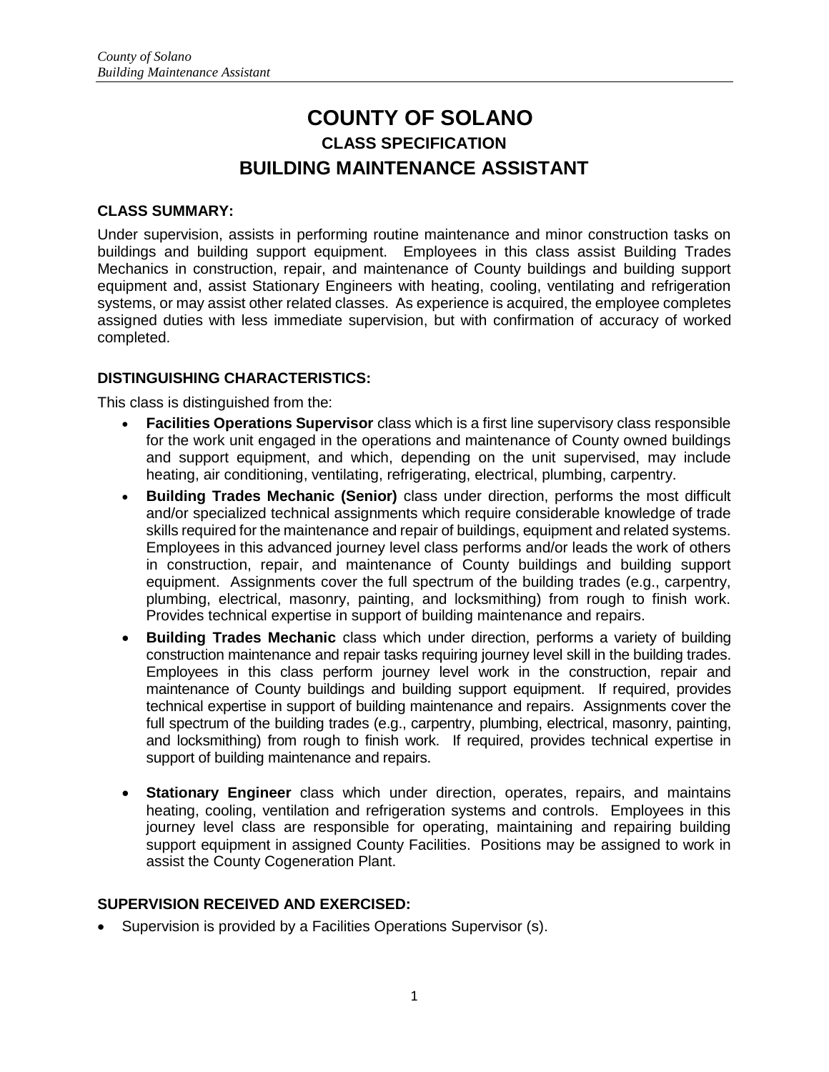# COUNTY OF SOLANO

## CLASS SPECIFICATION

## BUILDING MAINTENANCE ASSISTANT

### CLASS SUMMARY:

Under supervision, assists in performing routine maintenance and minor construction tasks on buildings and building support equipment. Employees in this class assist Building Trades Mechanics in construction, repair, and maintenance of County buildings and building support equipment and, assist Stationary Engineers with heating, cooling, ventilating and refrigeration systems, or may assist other related classes. As experience is acquired, the employee completes assigned duties with less immediate supervision, but with confirmation of accuracy of worked completed.

### DISTINGUISHING CHARACTERISTICS:

This class is distinguished from the:

- **Facilities Operations Supervisor** class which is a first line supervisory class responsible for the work unit engaged in the operations and maintenance of County owned buildings and support equipment, and which, depending on the unit supervised, may include heating, air conditioning, ventilating, refrigerating, electrical, plumbing, carpentry.
- **Building Trades Mechanic (Senior)** class under direction, performs the most difficult and/or specialized technical assignments which require considerable knowledge of trade skills required for the maintenance and repair of buildings, equipment and related systems. Employees in this advanced journey level class performs and/or leads the work of others in construction, repair, and maintenance of County buildings and building support equipment. Assignments cover the full spectrum of the building trades (e.g., carpentry, plumbing, electrical, masonry, painting, and locksmithing) from rough to finish work. Provides technical expertise in support of building maintenance and repairs.
- **Building Trades Mechanic** class which under direction, performs a variety of building construction maintenance and repair tasks requiring journey level skill in the building trades. Employees in this class perform journey level work in the construction, repair and maintenance of County buildings and building support equipment. If required, provides technical expertise in support of building maintenance and repairs. Assignments cover the full spectrum of the building trades (e.g., carpentry, plumbing, electrical, masonry, painting, and locksmithing) from rough to finish work. If required, provides technical expertise in support of building maintenance and repairs.
- **Stationary Engineer** class which under direction, operates, repairs, and maintains heating, cooling, ventilation and refrigeration systems and controls. Employees in this journey level class are responsible for operating, maintaining and repairing building support equipment in assigned County Facilities. Positions may be assigned to work in assist the County Cogeneration Plant.

### SUPERVISION RECEIVED AND EXERCISED:

- Supervision is provided by a Facilities Operations Supervisor (s).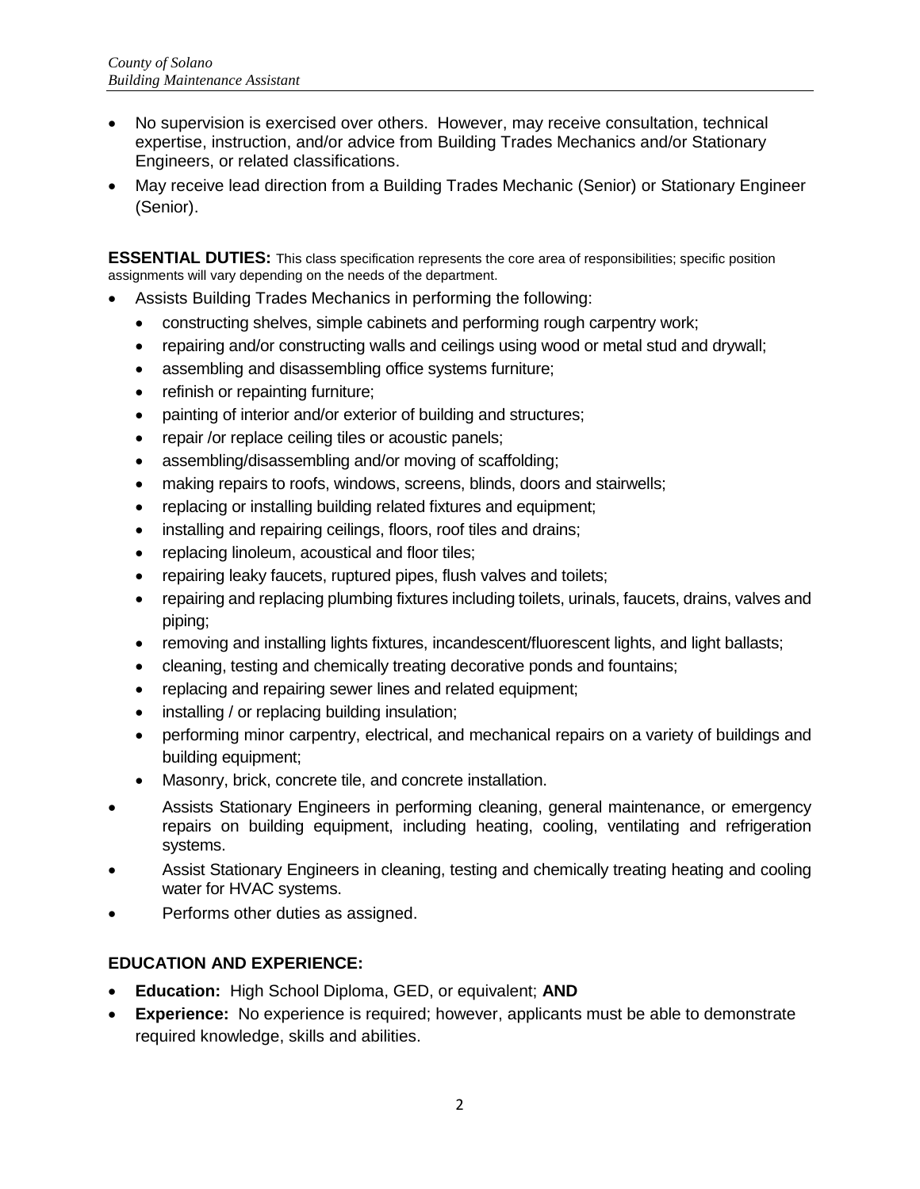- No supervision is exercised over others. However, may receive consultation, technical expertise, instruction, and/or advice from Building Trades Mechanics and/or Stationary Engineers, or related classifications.
- May receive lead direction from a Building Trades Mechanic (Senior) or Stationary Engineer (Senior).

**ESSENTIAL DUTIES:** This class specification represents the core area of responsibilities; specific position assignments will vary depending on the needs of the department.

- Assists Building Trades Mechanics in performing the following:
  - constructing shelves, simple cabinets and performing rough carpentry work;
  - repairing and/or constructing walls and ceilings using wood or metal stud and drywall;
  - assembling and disassembling office systems furniture;
  - refinish or repainting furniture;
  - painting of interior and/or exterior of building and structures;
  - repair /or replace ceiling tiles or acoustic panels;
  - assembling/disassembling and/or moving of scaffolding;
  - making repairs to roofs, windows, screens, blinds, doors and stairwells;
  - replacing or installing building related fixtures and equipment;
  - installing and repairing ceilings, floors, roof tiles and drains;
  - replacing linoleum, acoustical and floor tiles;
  - repairing leaky faucets, ruptured pipes, flush valves and toilets;
  - repairing and replacing plumbing fixtures including toilets, urinals, faucets, drains, valves and piping;
  - removing and installing lights fixtures, incandescent/fluorescent lights, and light ballasts;
  - cleaning, testing and chemically treating decorative ponds and fountains;
  - replacing and repairing sewer lines and related equipment;
  - installing / or replacing building insulation;
  - performing minor carpentry, electrical, and mechanical repairs on a variety of buildings and building equipment;
  - Masonry, brick, concrete tile, and concrete installation.
- Assists Stationary Engineers in performing cleaning, general maintenance, or emergency repairs on building equipment, including heating, cooling, ventilating and refrigeration systems.
- Assist Stationary Engineers in cleaning, testing and chemically treating heating and cooling water for HVAC systems.
- Performs other duties as assigned.

**EDUCATION AND EXPERIENCE:**

- **Education:** High School Diploma, GED, or equivalent; **AND**
- **Experience:** No experience is required; however, applicants must be able to demonstrate required knowledge, skills and abilities.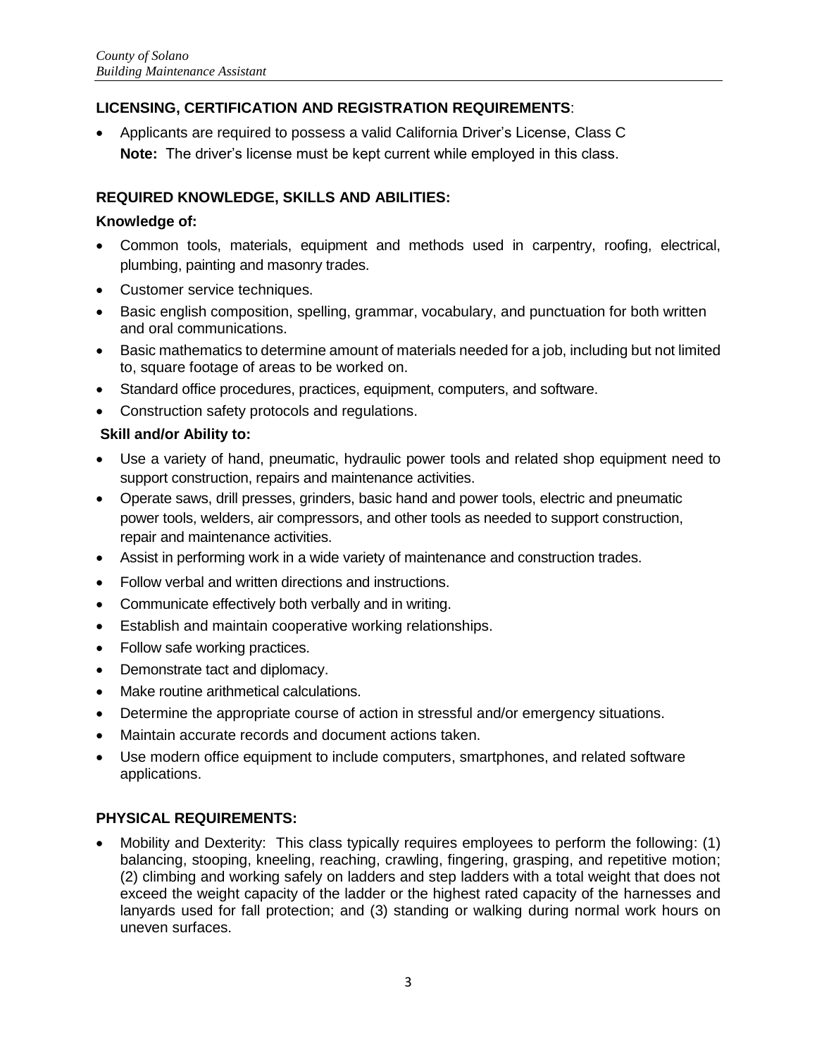**LICENSING, CERTIFICATION AND REGISTRATION REQUIREMENTS**:

- Applicants are required to possess a valid California Driver's License, Class C
  **Note:** The driver's license must be kept current while employed in this class.

**REQUIRED KNOWLEDGE, SKILLS AND ABILITIES:**

**Knowledge of:**

- Common tools, materials, equipment and methods used in carpentry, roofing, electrical, plumbing, painting and masonry trades.
- Customer service techniques.
- Basic english composition, spelling, grammar, vocabulary, and punctuation for both written and oral communications.
- Basic mathematics to determine amount of materials needed for a job, including but not limited to, square footage of areas to be worked on.
- Standard office procedures, practices, equipment, computers, and software.
- Construction safety protocols and regulations.

**Skill and/or Ability to:**

- Use a variety of hand, pneumatic, hydraulic power tools and related shop equipment need to support construction, repairs and maintenance activities.
- Operate saws, drill presses, grinders, basic hand and power tools, electric and pneumatic power tools, welders, air compressors, and other tools as needed to support construction, repair and maintenance activities.
- Assist in performing work in a wide variety of maintenance and construction trades.
- Follow verbal and written directions and instructions.
- Communicate effectively both verbally and in writing.
- Establish and maintain cooperative working relationships.
- Follow safe working practices.
- Demonstrate tact and diplomacy.
- Make routine arithmetical calculations.
- Determine the appropriate course of action in stressful and/or emergency situations.
- Maintain accurate records and document actions taken.
- Use modern office equipment to include computers, smartphones, and related software applications.

**PHYSICAL REQUIREMENTS:**

- Mobility and Dexterity: This class typically requires employees to perform the following: (1) balancing, stooping, kneeling, reaching, crawling, fingering, grasping, and repetitive motion; (2) climbing and working safely on ladders and step ladders with a total weight that does not exceed the weight capacity of the ladder or the highest rated capacity of the harnesses and lanyards used for fall protection; and (3) standing or walking during normal work hours on uneven surfaces.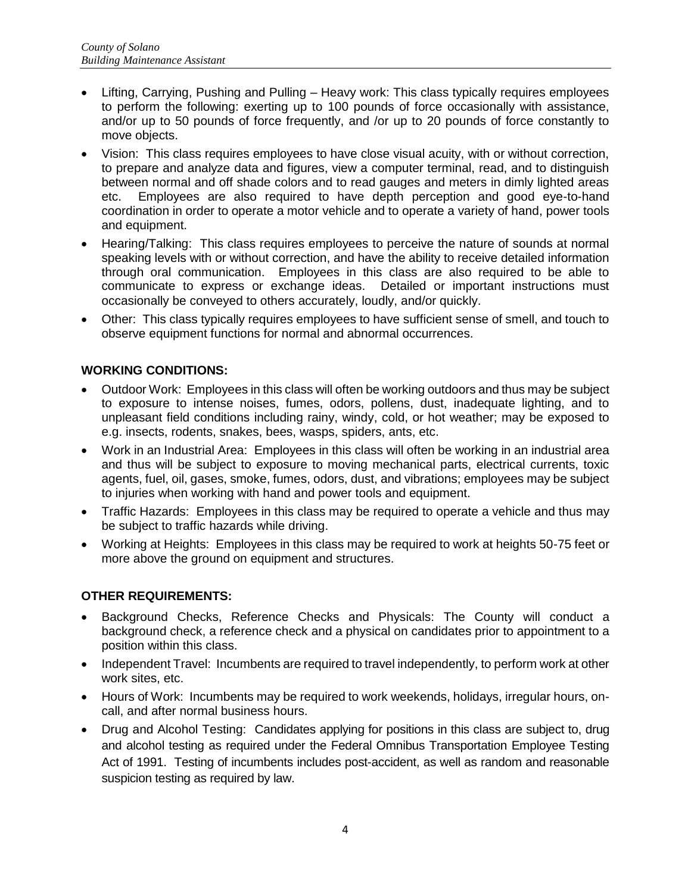- Lifting, Carrying, Pushing and Pulling – Heavy work: This class typically requires employees to perform the following: exerting up to 100 pounds of force occasionally with assistance, and/or up to 50 pounds of force frequently, and /or up to 20 pounds of force constantly to move objects.
- Vision: This class requires employees to have close visual acuity, with or without correction, to prepare and analyze data and figures, view a computer terminal, read, and to distinguish between normal and off shade colors and to read gauges and meters in dimly lighted areas etc. Employees are also required to have depth perception and good eye-to-hand coordination in order to operate a motor vehicle and to operate a variety of hand, power tools and equipment.
- Hearing/Talking: This class requires employees to perceive the nature of sounds at normal speaking levels with or without correction, and have the ability to receive detailed information through oral communication. Employees in this class are also required to be able to communicate to express or exchange ideas. Detailed or important instructions must occasionally be conveyed to others accurately, loudly, and/or quickly.
- Other: This class typically requires employees to have sufficient sense of smell, and touch to observe equipment functions for normal and abnormal occurrences.

## WORKING CONDITIONS:

- Outdoor Work: Employees in this class will often be working outdoors and thus may be subject to exposure to intense noises, fumes, odors, pollens, dust, inadequate lighting, and to unpleasant field conditions including rainy, windy, cold, or hot weather; may be exposed to e.g. insects, rodents, snakes, bees, wasps, spiders, ants, etc.
- Work in an Industrial Area: Employees in this class will often be working in an industrial area and thus will be subject to exposure to moving mechanical parts, electrical currents, toxic agents, fuel, oil, gases, smoke, fumes, odors, dust, and vibrations; employees may be subject to injuries when working with hand and power tools and equipment.
- Traffic Hazards: Employees in this class may be required to operate a vehicle and thus may be subject to traffic hazards while driving.
- Working at Heights: Employees in this class may be required to work at heights 50-75 feet or more above the ground on equipment and structures.

## OTHER REQUIREMENTS:

- Background Checks, Reference Checks and Physicals: The County will conduct a background check, a reference check and a physical on candidates prior to appointment to a position within this class.
- Independent Travel: Incumbents are required to travel independently, to perform work at other work sites, etc.
- Hours of Work: Incumbents may be required to work weekends, holidays, irregular hours, on-call, and after normal business hours.
- Drug and Alcohol Testing: Candidates applying for positions in this class are subject to, drug and alcohol testing as required under the Federal Omnibus Transportation Employee Testing Act of 1991. Testing of incumbents includes post-accident, as well as random and reasonable suspicion testing as required by law.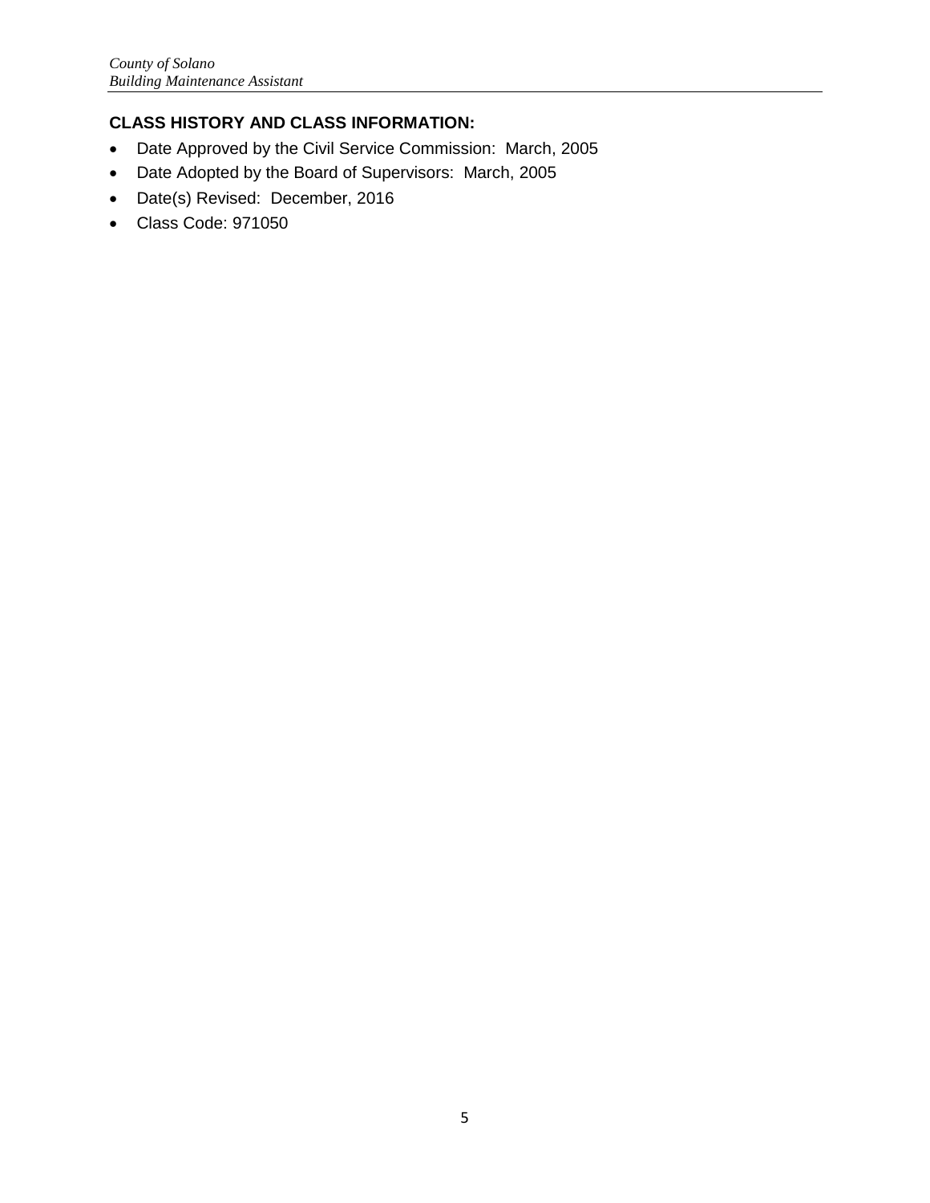**CLASS HISTORY AND CLASS INFORMATION:**

- Date Approved by the Civil Service Commission: March, 2005
- Date Adopted by the Board of Supervisors: March, 2005
- Date(s) Revised: December, 2016
- Class Code: 971050